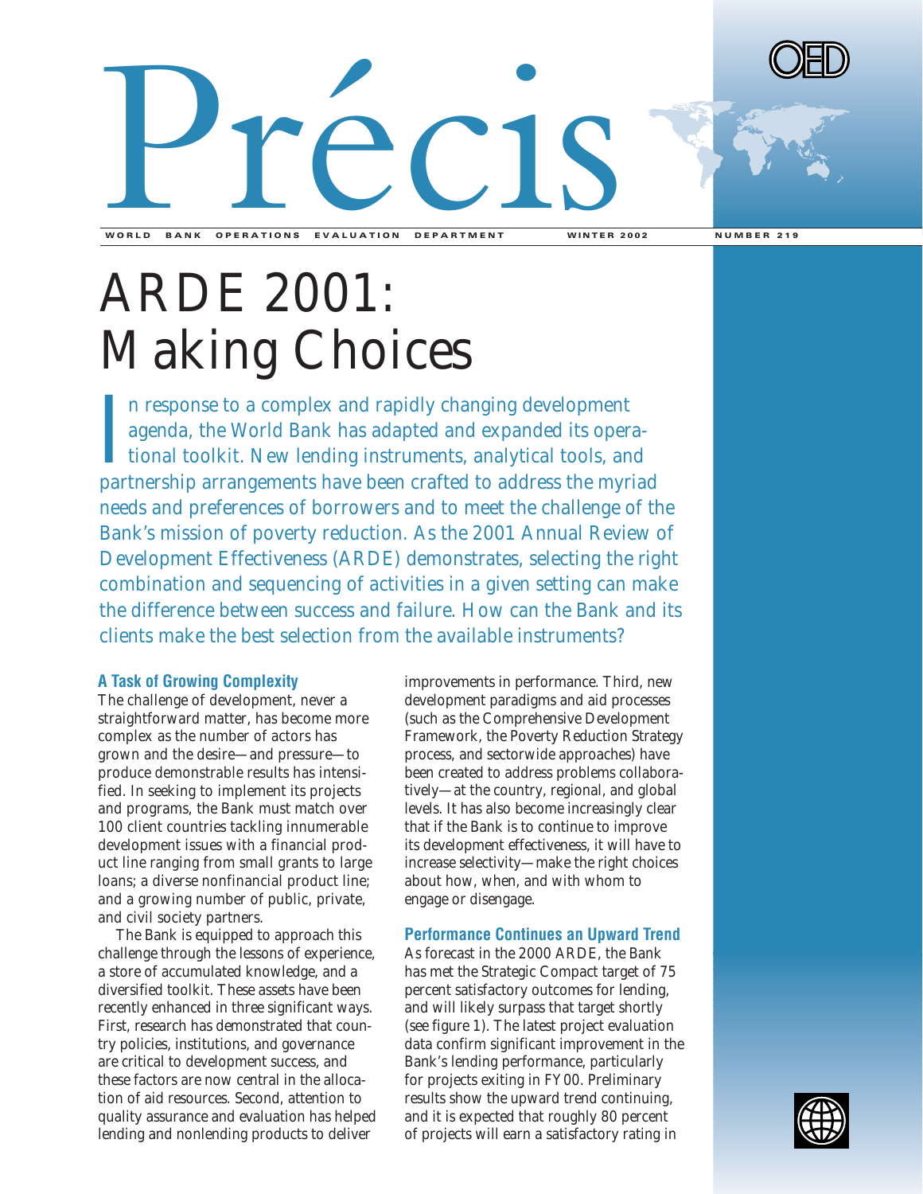# Précis

WORLD BANK OPERATIONS EVALUATION DEPARTMENT WINTER 2002 NUMBER 219

# ARDE 2001: Making Choices

In response to a complex and rapidly changing development agenda, the World Bank has adapted and expanded its operational toolkit. New lending instruments, analytical tools, and partnership arrangements have been crafted to address the myriad needs and preferences of borrowers and to meet the challenge of the Bank's mission of poverty reduction. As the 2001 Annual Review of Development Effectiveness (ARDE) demonstrates, selecting the right combination and sequencing of activities in a given setting can make the difference between success and failure. How can the Bank and its clients make the best selection from the available instruments?

## A Task of Growing Complexity

The challenge of development, never a straightforward matter, has become more complex as the number of actors has grown and the desire—and pressure—to produce demonstrable results has intensified. In seeking to implement its projects and programs, the Bank must match over 100 client countries tackling innumerable development issues with a financial product line ranging from small grants to large loans; a diverse nonfinancial product line; and a growing number of public, private, and civil society partners.

The Bank is equipped to approach this challenge through the lessons of experience, a store of accumulated knowledge, and a diversified toolkit. These assets have been recently enhanced in three significant ways. First, research has demonstrated that country policies, institutions, and governance are critical to development success, and these factors are now central in the allocation of aid resources. Second, attention to quality assurance and evaluation has helped lending and nonlending products to deliver improvements in performance. Third, new development paradigms and aid processes (such as the Comprehensive Development Framework, the Poverty Reduction Strategy process, and sectorwide approaches) have been created to address problems collaboratively—at the country, regional, and global levels. It has also become increasingly clear that if the Bank is to continue to improve its development effectiveness, it will have to increase selectivity—make the right choices about how, when, and with whom to engage or disengage.

## Performance Continues an Upward Trend

As forecast in the 2000 ARDE, the Bank has met the Strategic Compact target of 75 percent satisfactory outcomes for lending, and will likely surpass that target shortly (see figure 1). The latest project evaluation data confirm significant improvement in the Bank's lending performance, particularly for projects exiting in FY00. Preliminary results show the upward trend continuing, and it is expected that roughly 80 percent of projects will earn a satisfactory rating in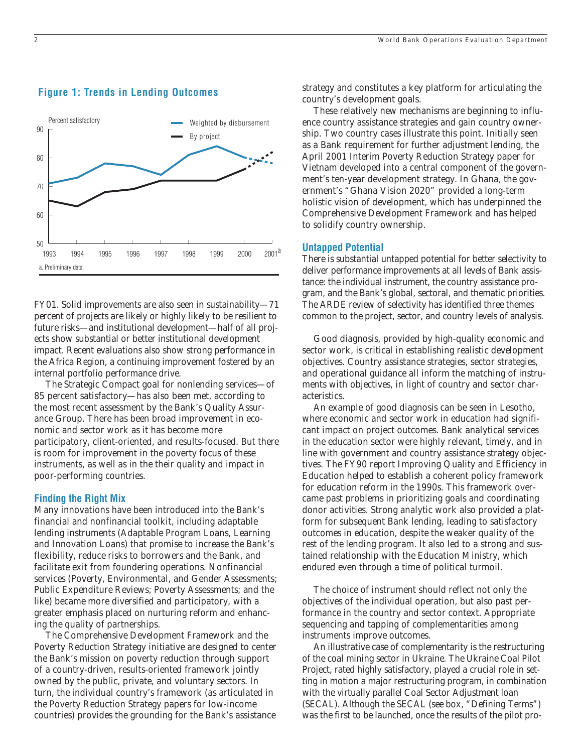**Figure 1: Trends in Lending Outcomes**

Percent satisfactory

Weighted by disbursement

By project

a. Preliminary data.

FY01. Solid improvements are also seen in sustainability—71 percent of projects are likely or highly likely to be resilient to future risks—and institutional development—half of all projects show substantial or better institutional development impact. Recent evaluations also show strong performance in the Africa Region, a continuing improvement fostered by an internal portfolio performance drive.

The Strategic Compact goal for nonlending services—of 85 percent satisfactory—has also been met, according to the most recent assessment by the Bank's Quality Assurance Group. There has been broad improvement in economic and sector work as it has become more participatory, client-oriented, and results-focused. But there is room for improvement in the poverty focus of these instruments, as well as in the their quality and impact in poor-performing countries.

## Finding the Right Mix

Many innovations have been introduced into the Bank's financial and nonfinancial toolkit, including adaptable lending instruments (Adaptable Program Loans, Learning and Innovation Loans) that promise to increase the Bank's flexibility, reduce risks to borrowers and the Bank, and facilitate exit from foundering operations. Nonfinancial services (Poverty, Environmental, and Gender Assessments; Public Expenditure Reviews; Poverty Assessments; and the like) became more diversified and participatory, with a greater emphasis placed on nurturing reform and enhancing the quality of partnerships.

The Comprehensive Development Framework and the Poverty Reduction Strategy initiative are designed to center the Bank's mission on poverty reduction through support of a country-driven, results-oriented framework jointly owned by the public, private, and voluntary sectors. In turn, the individual country's framework (as articulated in the Poverty Reduction Strategy papers for low-income countries) provides the grounding for the Bank's assistance strategy and constitutes a key platform for articulating the country's development goals.

These relatively new mechanisms are beginning to influence country assistance strategies and gain country ownership. Two country cases illustrate this point. Initially seen as a Bank requirement for further adjustment lending, the April 2001 Interim Poverty Reduction Strategy paper for Vietnam developed into a central component of the government's ten-year development strategy. In Ghana, the government's "Ghana Vision 2020" provided a long-term holistic vision of development, which has underpinned the Comprehensive Development Framework and has helped to solidify country ownership.

## Untapped Potential

There is substantial untapped potential for better selectivity to deliver performance improvements at all levels of Bank assistance: the individual instrument, the country assistance program, and the Bank's global, sectoral, and thematic priorities. The ARDE review of selectivity has identified three themes common to the project, sector, and country levels of analysis.

Good diagnosis, provided by high-quality economic and sector work, is critical in establishing realistic development objectives. Country assistance strategies, sector strategies, and operational guidance all inform the matching of instruments with objectives, in light of country and sector characteristics.

An example of good diagnosis can be seen in Lesotho, where economic and sector work in education had significant impact on project outcomes. Bank analytical services in the education sector were highly relevant, timely, and in line with government and country assistance strategy objectives. The FY90 report Improving Quality and Efficiency in Education helped to establish a coherent policy framework for education reform in the 1990s. This framework overcame past problems in prioritizing goals and coordinating donor activities. Strong analytic work also provided a platform for subsequent Bank lending, leading to satisfactory outcomes in education, despite the weaker quality of the rest of the lending program. It also led to a strong and sustained relationship with the Education Ministry, which endured even through a time of political turmoil.

The choice of instrument should reflect not only the objectives of the individual operation, but also past performance in the country and sector context. Appropriate sequencing and tapping of complementarities among instruments improve outcomes.

An illustrative case of complementarity is the restructuring of the coal mining sector in Ukraine. The Ukraine Coal Pilot Project, rated highly satisfactory, played a crucial role in setting in motion a major restructuring program, in combination with the virtually parallel Coal Sector Adjustment loan (SECAL). Although the SECAL (see box, "Defining Terms") was the first to be launched, once the results of the pilot pro-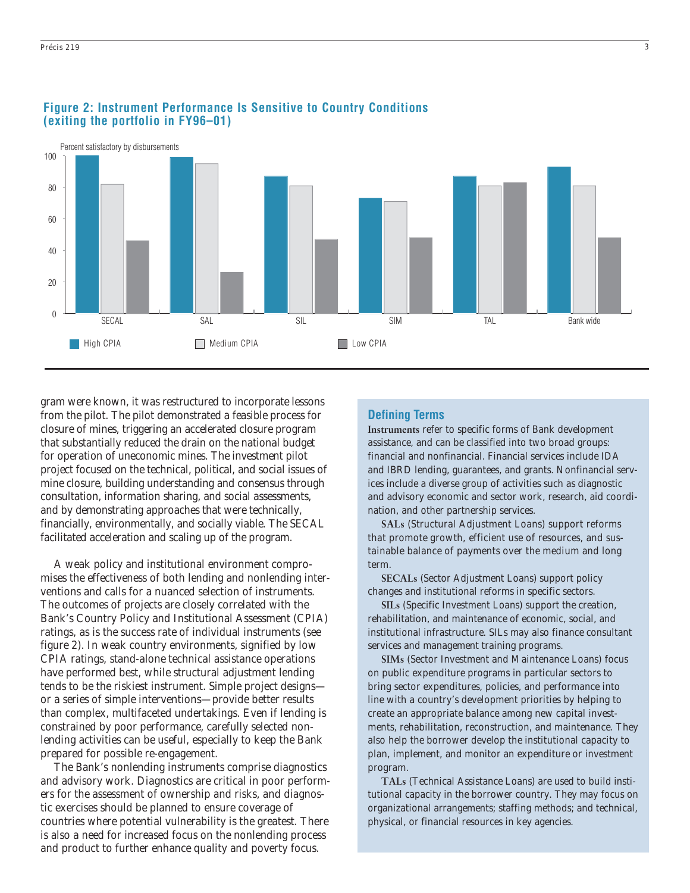**Figure 2: Instrument Performance Is Sensitive to Country Conditions (exiting the portfolio in FY96–01)**

Percent satisfactory by disbursements

100
80
60
40
20
0

SECAL
SAL
SIL
SIM
TAL
Bank wide

High CPIA
Medium CPIA
Low CPIA

gram were known, it was restructured to incorporate lessons from the pilot. The pilot demonstrated a feasible process for closure of mines, triggering an accelerated closure program that substantially reduced the drain on the national budget for operation of uneconomic mines. The investment pilot project focused on the technical, political, and social issues of mine closure, building understanding and consensus through consultation, information sharing, and social assessments, and by demonstrating approaches that were technically, financially, environmentally, and socially viable. The SECAL facilitated acceleration and scaling up of the program.

A weak policy and institutional environment compromises the effectiveness of both lending and nonlending interventions and calls for a nuanced selection of instruments. The outcomes of projects are closely correlated with the Bank's Country Policy and Institutional Assessment (CPIA) ratings, as is the success rate of individual instruments (see figure 2). In weak country environments, signified by low CPIA ratings, stand-alone technical assistance operations have performed best, while structural adjustment lending tends to be the riskiest instrument. Simple project designs—or a series of simple interventions—provide better results than complex, multifaceted undertakings. Even if lending is constrained by poor performance, carefully selected nonlending activities can be useful, especially to keep the Bank prepared for possible re-engagement.

The Bank's nonlending instruments comprise diagnostics and advisory work. Diagnostics are critical in poor performers for the assessment of ownership and risks, and diagnostic exercises should be planned to ensure coverage of countries where potential vulnerability is the greatest. There is also a need for increased focus on the nonlending process and product to further enhance quality and poverty focus.

## Defining Terms

**Instruments** refer to specific forms of Bank development assistance, and can be classified into two broad groups: financial and nonfinancial. Financial services include IDA and IBRD lending, guarantees, and grants. Nonfinancial services include a diverse group of activities such as diagnostic and advisory economic and sector work, research, aid coordination, and other partnership services.

**SALs** (Structural Adjustment Loans) support reforms that promote growth, efficient use of resources, and sustainable balance of payments over the medium and long term.

**SECALs** (Sector Adjustment Loans) support policy changes and institutional reforms in specific sectors.

**SILs** (Specific Investment Loans) support the creation, rehabilitation, and maintenance of economic, social, and institutional infrastructure. SILs may also finance consultant services and management training programs.

**SIMs** (Sector Investment and Maintenance Loans) focus on public expenditure programs in particular sectors to bring sector expenditures, policies, and performance into line with a country's development priorities by helping to create an appropriate balance among new capital investments, rehabilitation, reconstruction, and maintenance. They also help the borrower develop the institutional capacity to plan, implement, and monitor an expenditure or investment program.

**TALs** (Technical Assistance Loans) are used to build institutional capacity in the borrower country. They may focus on organizational arrangements; staffing methods; and technical, physical, or financial resources in key agencies.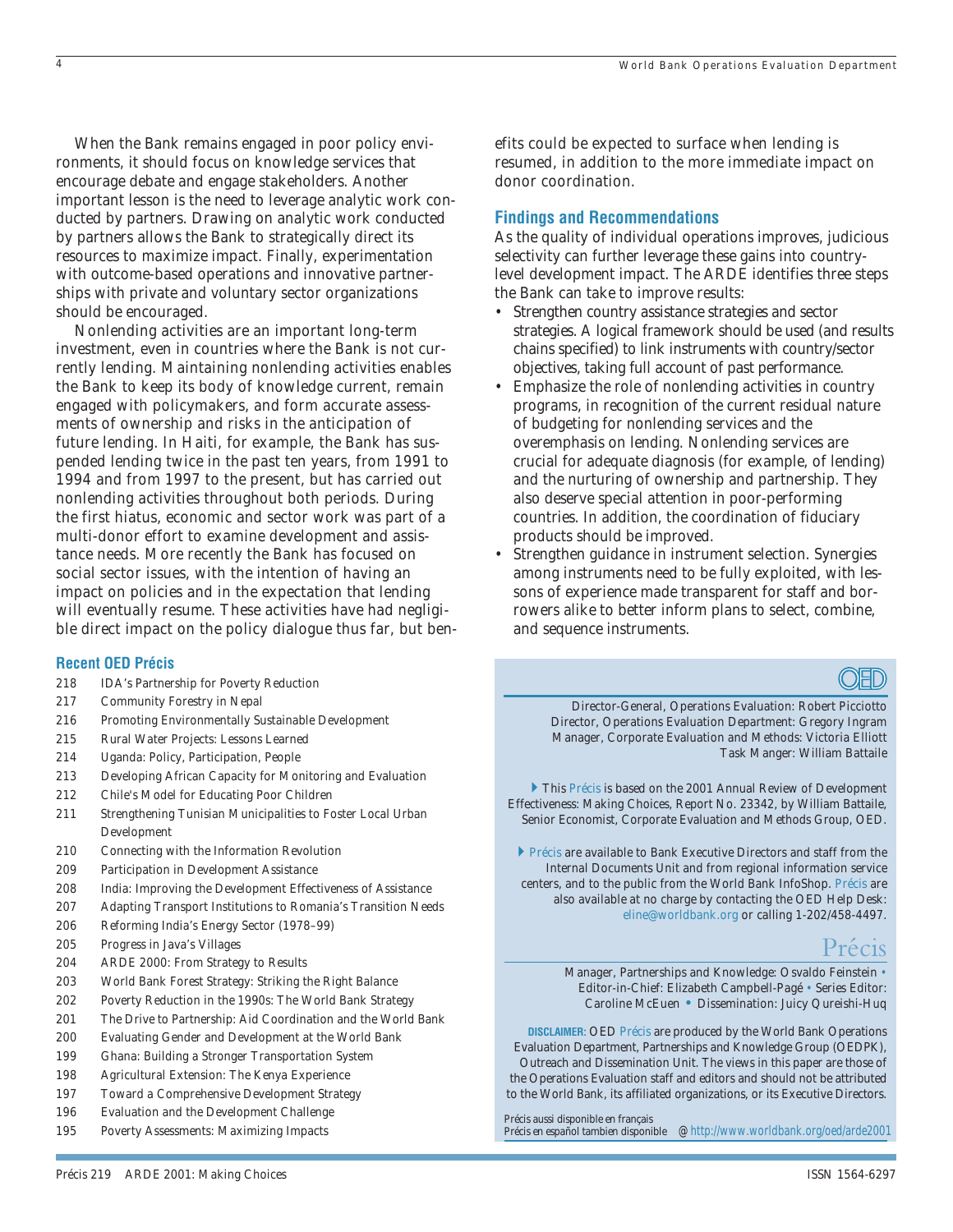When the Bank remains engaged in poor policy environments, it should focus on knowledge services that encourage debate and engage stakeholders. Another important lesson is the need to leverage analytic work conducted by partners. Drawing on analytic work conducted by partners allows the Bank to strategically direct its resources to maximize impact. Finally, experimentation with outcome-based operations and innovative partnerships with private and voluntary sector organizations should be encouraged.

Nonlending activities are an important long-term investment, even in countries where the Bank is not currently lending. Maintaining nonlending activities enables the Bank to keep its body of knowledge current, remain engaged with policymakers, and form accurate assessments of ownership and risks in the anticipation of future lending. In Haiti, for example, the Bank has suspended lending twice in the past ten years, from 1991 to 1994 and from 1997 to the present, but has carried out nonlending activities throughout both periods. During the first hiatus, economic and sector work was part of a multi-donor effort to examine development and assistance needs. More recently the Bank has focused on social sector issues, with the intention of having an impact on policies and in the expectation that lending will eventually resume. These activities have had negligible direct impact on the policy dialogue thus far, but benefits could be expected to surface when lending is resumed, in addition to the more immediate impact on donor coordination.

## Findings and Recommendations

As the quality of individual operations improves, judicious selectivity can further leverage these gains into country-level development impact. The ARDE identifies three steps the Bank can take to improve results:

- Strengthen country assistance strategies and sector strategies. A logical framework should be used (and results chains specified) to link instruments with country/sector objectives, taking full account of past performance.
- Emphasize the role of nonlending activities in country programs, in recognition of the current residual nature of budgeting for nonlending services and the overemphasis on lending. Nonlending services are crucial for adequate diagnosis (for example, of lending) and the nurturing of ownership and partnership. They also deserve special attention in poor-performing countries. In addition, the coordination of fiduciary products should be improved.
- Strengthen guidance in instrument selection. Synergies among instruments need to be fully exploited, with lessons of experience made transparent for staff and borrowers alike to better inform plans to select, combine, and sequence instruments.

### Recent OED Précis

- 218 IDA's Partnership for Poverty Reduction
- 217 Community Forestry in Nepal
- 216 Promoting Environmentally Sustainable Development
- 215 Rural Water Projects: Lessons Learned
- 214 Uganda: Policy, Participation, People
- 213 Developing African Capacity for Monitoring and Evaluation
- 212 Chile's Model for Educating Poor Children
- 211 Strengthening Tunisian Municipalities to Foster Local Urban Development
- 210 Connecting with the Information Revolution
- 209 Participation in Development Assistance
- 208 India: Improving the Development Effectiveness of Assistance
- 207 Adapting Transport Institutions to Romania's Transition Needs
- 206 Reforming India's Energy Sector (1978–99)
- 205 Progress in Java's Villages
- 204 ARDE 2000: From Strategy to Results
- 203 World Bank Forest Strategy: Striking the Right Balance
- 202 Poverty Reduction in the 1990s: The World Bank Strategy
- 201 The Drive to Partnership: Aid Coordination and the World Bank
- 200 Evaluating Gender and Development at the World Bank
- 199 Ghana: Building a Stronger Transportation System
- 198 Agricultural Extension: The Kenya Experience
- 197 Toward a Comprehensive Development Strategy
- 196 Evaluation and the Development Challenge
- 195 Poverty Assessments: Maximizing Impacts

OED

Director-General, Operations Evaluation: Robert Picciotto
Director, Operations Evaluation Department: Gregory Ingram
Manager, Corporate Evaluation and Methods: Victoria Elliott
Task Manger: William Battaile

This Précis is based on the 2001 Annual Review of Development Effectiveness: Making Choices, Report No. 23342, by William Battaile, Senior Economist, Corporate Evaluation and Methods Group, OED.

Précis are available to Bank Executive Directors and staff from the Internal Documents Unit and from regional information service centers, and to the public from the World Bank InfoShop. Précis are also available at no charge by contacting the OED Help Desk: eline@worldbank.org or calling 1-202/458-4497.

Précis

Manager, Partnerships and Knowledge: Osvaldo Feinstein • Editor-in-Chief: Elizabeth Campbell-Pagé • Series Editor: Caroline McEuen • Dissemination: Juicy Qureishi-Huq

**DISCLAIMER:** OED Précis are produced by the World Bank Operations Evaluation Department, Partnerships and Knowledge Group (OEDPK), Outreach and Dissemination Unit. The views in this paper are those of the Operations Evaluation staff and editors and should not be attributed to the World Bank, its affiliated organizations, or its Executive Directors.

Précis aussi disponible en français
Précis en español tambien disponible @http://www.worldbank.org/oed/arde2001

Précis 219 ARDE 2001: Making Choices

ISSN 1564-6297